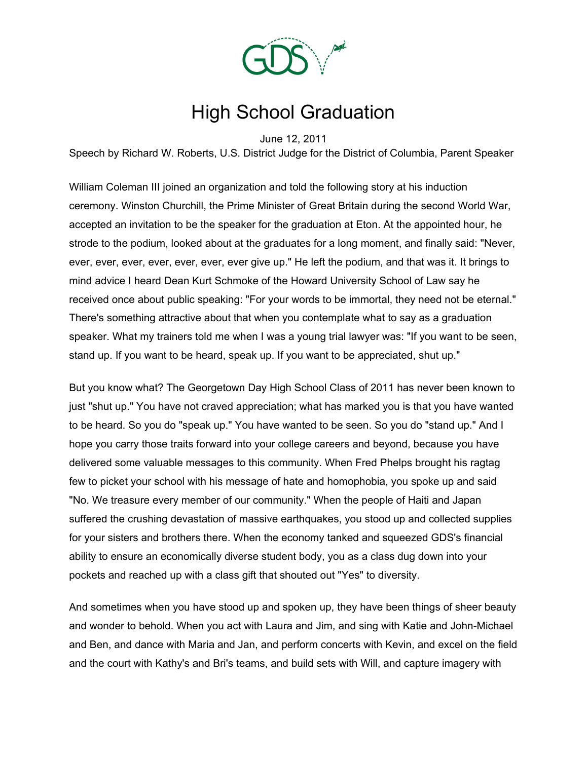# High School Graduation

June 12, 2011

Speech by Richard W. Roberts, U.S. District Judge for the District of Columbia, Parent Speaker

William Coleman III joined an organization and told the following story at his induction ceremony. Winston Churchill, the Prime Minister of Great Britain during the second World War, accepted an invitation to be the speaker for the graduation at Eton. At the appointed hour, he strode to the podium, looked about at the graduates for a long moment, and finally said: "Never, ever, ever, ever, ever, ever, ever, ever give up." He left the podium, and that was it. It brings to mind advice I heard Dean Kurt Schmoke of the Howard University School of Law say he received once about public speaking: "For your words to be immortal, they need not be eternal." There's something attractive about that when you contemplate what to say as a graduation speaker. What my trainers told me when I was a young trial lawyer was: "If you want to be seen, stand up. If you want to be heard, speak up. If you want to be appreciated, shut up."

But you know what? The Georgetown Day High School Class of 2011 has never been known to just "shut up." You have not craved appreciation; what has marked you is that you have wanted to be heard. So you do "speak up." You have wanted to be seen. So you do "stand up." And I hope you carry those traits forward into your college careers and beyond, because you have delivered some valuable messages to this community. When Fred Phelps brought his ragtag few to picket your school with his message of hate and homophobia, you spoke up and said "No. We treasure every member of our community." When the people of Haiti and Japan suffered the crushing devastation of massive earthquakes, you stood up and collected supplies for your sisters and brothers there. When the economy tanked and squeezed GDS's financial ability to ensure an economically diverse student body, you as a class dug down into your pockets and reached up with a class gift that shouted out "Yes" to diversity.

And sometimes when you have stood up and spoken up, they have been things of sheer beauty and wonder to behold. When you act with Laura and Jim, and sing with Katie and John-Michael and Ben, and dance with Maria and Jan, and perform concerts with Kevin, and excel on the field and the court with Kathy's and Bri's teams, and build sets with Will, and capture imagery with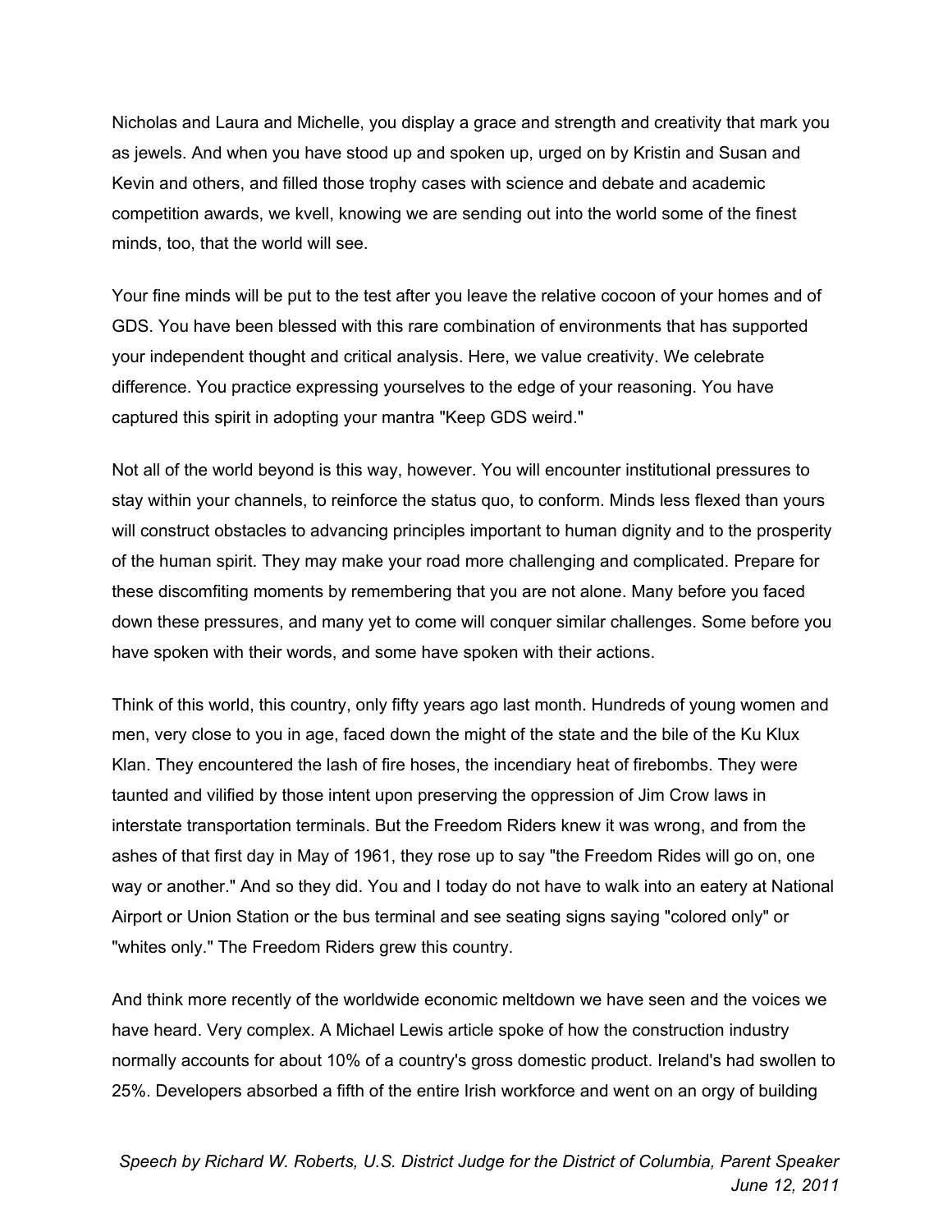Nicholas and Laura and Michelle, you display a grace and strength and creativity that mark you as jewels. And when you have stood up and spoken up, urged on by Kristin and Susan and Kevin and others, and filled those trophy cases with science and debate and academic competition awards, we kvell, knowing we are sending out into the world some of the finest minds, too, that the world will see.

Your fine minds will be put to the test after you leave the relative cocoon of your homes and of GDS. You have been blessed with this rare combination of environments that has supported your independent thought and critical analysis. Here, we value creativity. We celebrate difference. You practice expressing yourselves to the edge of your reasoning. You have captured this spirit in adopting your mantra "Keep GDS weird."

Not all of the world beyond is this way, however. You will encounter institutional pressures to stay within your channels, to reinforce the status quo, to conform. Minds less flexed than yours will construct obstacles to advancing principles important to human dignity and to the prosperity of the human spirit. They may make your road more challenging and complicated. Prepare for these discomfiting moments by remembering that you are not alone. Many before you faced down these pressures, and many yet to come will conquer similar challenges. Some before you have spoken with their words, and some have spoken with their actions.

Think of this world, this country, only fifty years ago last month. Hundreds of young women and men, very close to you in age, faced down the might of the state and the bile of the Ku Klux Klan. They encountered the lash of fire hoses, the incendiary heat of firebombs. They were taunted and vilified by those intent upon preserving the oppression of Jim Crow laws in interstate transportation terminals. But the Freedom Riders knew it was wrong, and from the ashes of that first day in May of 1961, they rose up to say "the Freedom Rides will go on, one way or another." And so they did. You and I today do not have to walk into an eatery at National Airport or Union Station or the bus terminal and see seating signs saying "colored only" or "whites only." The Freedom Riders grew this country.

And think more recently of the worldwide economic meltdown we have seen and the voices we have heard. Very complex. A Michael Lewis article spoke of how the construction industry normally accounts for about 10% of a country's gross domestic product. Ireland's had swollen to 25%. Developers absorbed a fifth of the entire Irish workforce and went on an orgy of building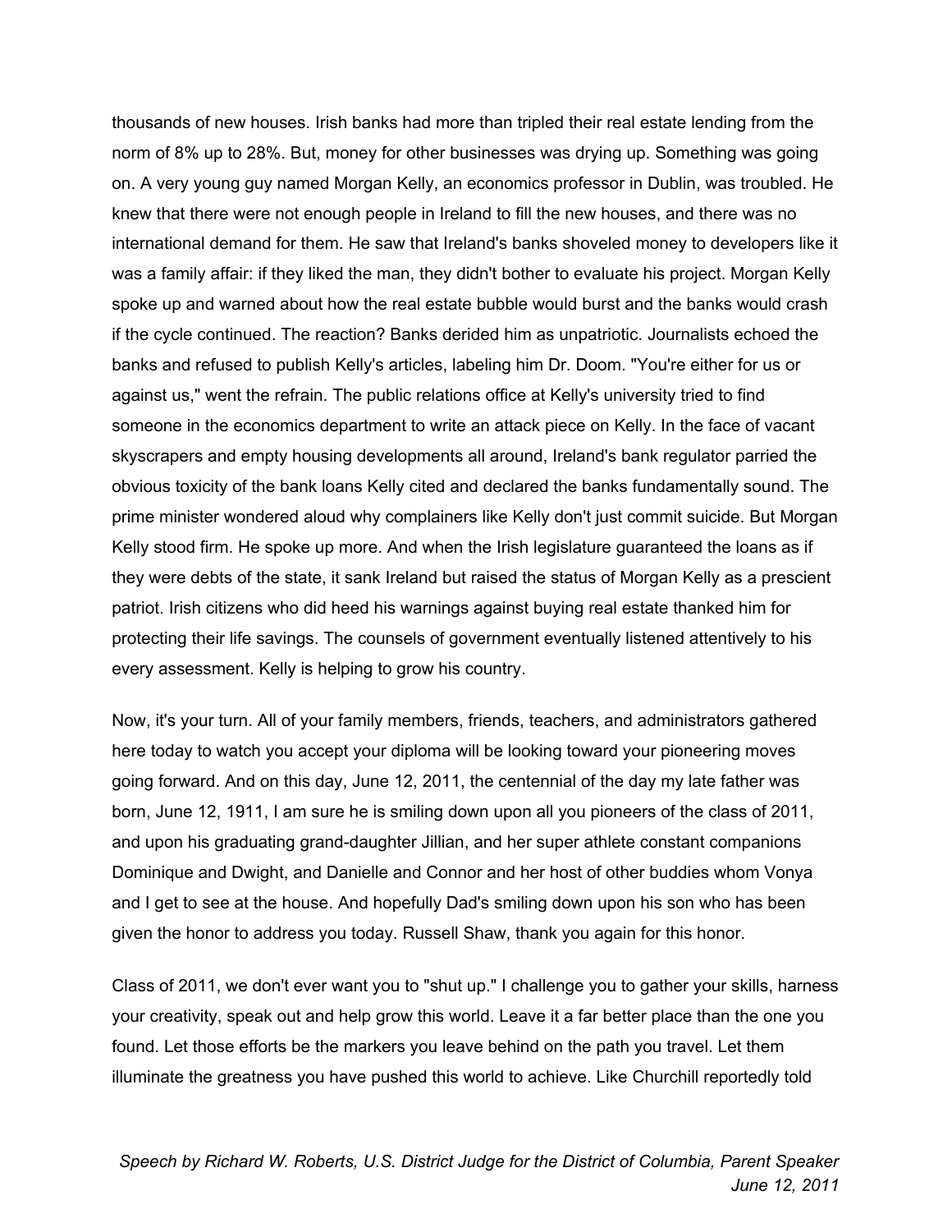thousands of new houses. Irish banks had more than tripled their real estate lending from the norm of 8% up to 28%. But, money for other businesses was drying up. Something was going on. A very young guy named Morgan Kelly, an economics professor in Dublin, was troubled. He knew that there were not enough people in Ireland to fill the new houses, and there was no international demand for them. He saw that Ireland's banks shoveled money to developers like it was a family affair: if they liked the man, they didn't bother to evaluate his project. Morgan Kelly spoke up and warned about how the real estate bubble would burst and the banks would crash if the cycle continued. The reaction? Banks derided him as unpatriotic. Journalists echoed the banks and refused to publish Kelly's articles, labeling him Dr. Doom. "You're either for us or against us," went the refrain. The public relations office at Kelly's university tried to find someone in the economics department to write an attack piece on Kelly. In the face of vacant skyscrapers and empty housing developments all around, Ireland's bank regulator parried the obvious toxicity of the bank loans Kelly cited and declared the banks fundamentally sound. The prime minister wondered aloud why complainers like Kelly don't just commit suicide. But Morgan Kelly stood firm. He spoke up more. And when the Irish legislature guaranteed the loans as if they were debts of the state, it sank Ireland but raised the status of Morgan Kelly as a prescient patriot. Irish citizens who did heed his warnings against buying real estate thanked him for protecting their life savings. The counsels of government eventually listened attentively to his every assessment. Kelly is helping to grow his country.

Now, it's your turn. All of your family members, friends, teachers, and administrators gathered here today to watch you accept your diploma will be looking toward your pioneering moves going forward. And on this day, June 12, 2011, the centennial of the day my late father was born, June 12, 1911, I am sure he is smiling down upon all you pioneers of the class of 2011, and upon his graduating grand-daughter Jillian, and her super athlete constant companions Dominique and Dwight, and Danielle and Connor and her host of other buddies whom Vonya and I get to see at the house. And hopefully Dad's smiling down upon his son who has been given the honor to address you today. Russell Shaw, thank you again for this honor.

Class of 2011, we don't ever want you to "shut up." I challenge you to gather your skills, harness your creativity, speak out and help grow this world. Leave it a far better place than the one you found. Let those efforts be the markers you leave behind on the path you travel. Let them illuminate the greatness you have pushed this world to achieve. Like Churchill reportedly told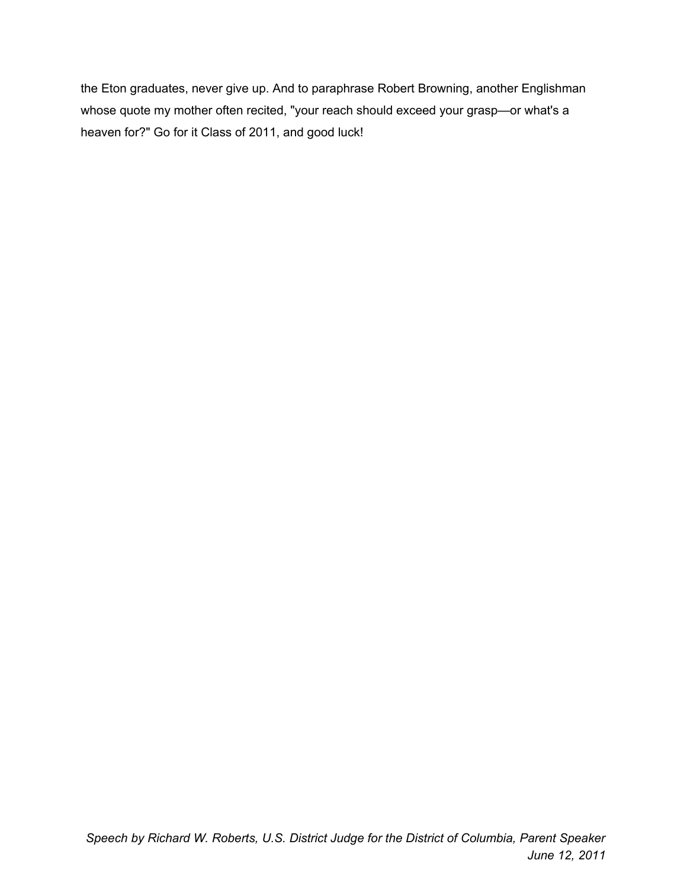the Eton graduates, never give up. And to paraphrase Robert Browning, another Englishman whose quote my mother often recited, "your reach should exceed your grasp—or what's a heaven for?" Go for it Class of 2011, and good luck!

*Speech by Richard W. Roberts, U.S. District Judge for the District of Columbia, Parent Speaker*
*June 12, 2011*